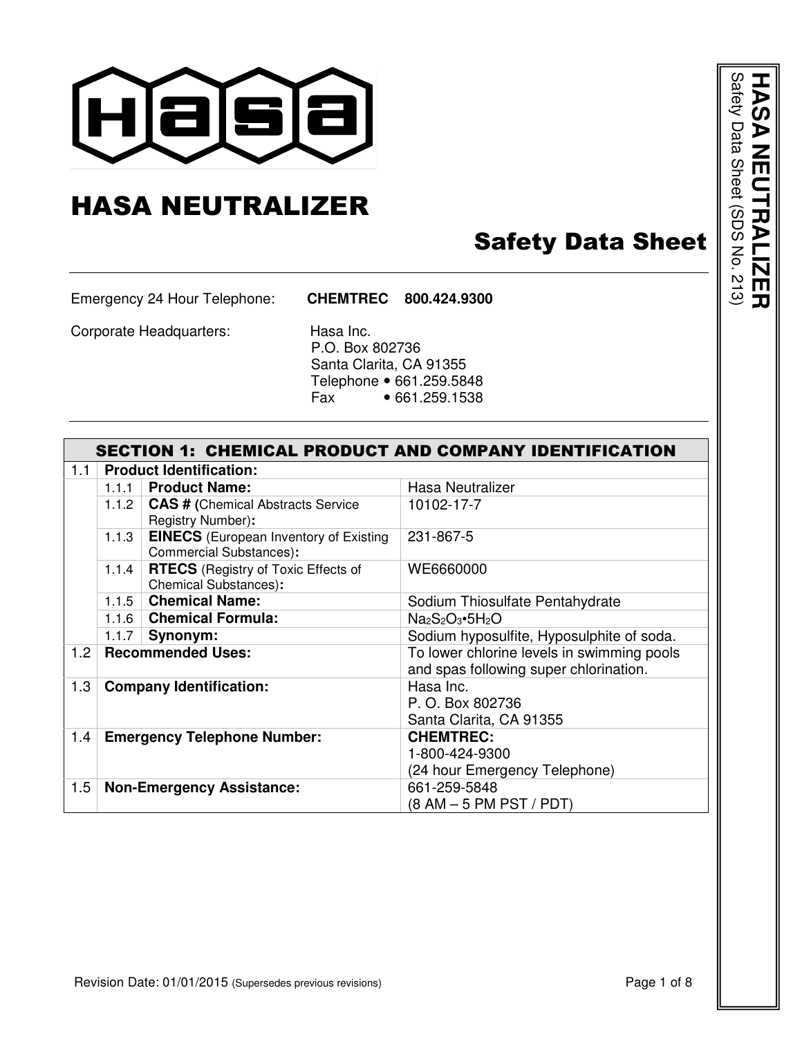# HASA NEUTRALIZER

## Safety Data Sheet

Emergency 24 Hour Telephone: **CHEMTREC 800.424.9300**

Corporate Headquarters:
Hasa Inc.
P.O. Box 802736
Santa Clarita, CA 91355
Telephone • 661.259.5848
Fax • 661.259.1538

| SECTION 1: CHEMICAL PRODUCT AND COMPANY IDENTIFICATION | | | |
|---|---|---|---|
| 1.1 | **Product Identification:** | | |
| | 1.1.1 | **Product Name:** | Hasa Neutralizer |
| | 1.1.2 | **CAS # (**Chemical Abstracts Service Registry Number)**:** | 10102-17-7 |
| | 1.1.3 | **EINECS** (European Inventory of Existing Commercial Substances)**:** | 231-867-5 |
| | 1.1.4 | **RTECS** (Registry of Toxic Effects of Chemical Substances)**:** | WE6660000 |
| | 1.1.5 | **Chemical Name:** | Sodium Thiosulfate Pentahydrate |
| | 1.1.6 | **Chemical Formula:** | $Na_2S_2O_3{\bullet}5H_2O$ |
| | 1.1.7 | **Synonym:** | Sodium hyposulfite, Hyposulphite of soda. |
| 1.2 | **Recommended Uses:** | | To lower chlorine levels in swimming pools and spas following super chlorination. |
| 1.3 | **Company Identification:** | | Hasa Inc.<br>P. O. Box 802736<br>Santa Clarita, CA 91355 |
| 1.4 | **Emergency Telephone Number:** | | **CHEMTREC:**<br>1-800-424-9300<br>(24 hour Emergency Telephone) |
| 1.5 | **Non-Emergency Assistance:** | | 661-259-5848<br>(8 AM – 5 PM PST / PDT) |

Revision Date: 01/01/2015 (Supersedes previous revisions)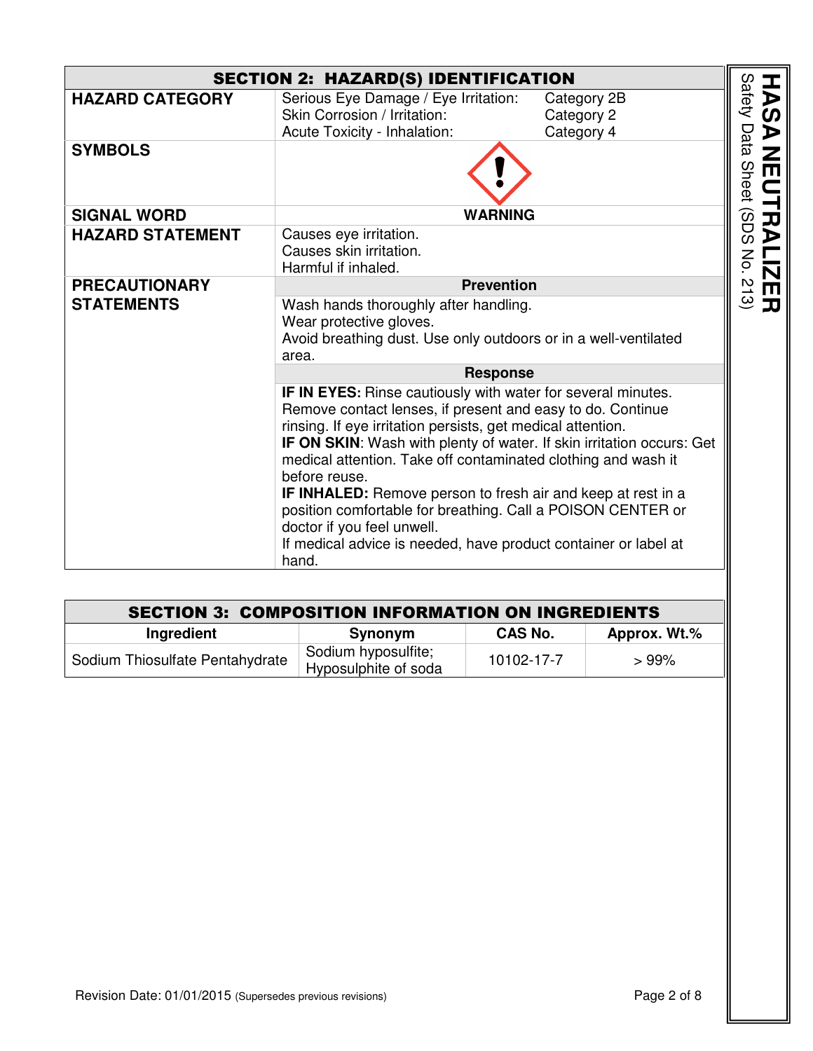| SECTION 2: HAZARD(S) IDENTIFICATION | | |
|---|---|---|
| **HAZARD CATEGORY** | Serious Eye Damage / Eye Irritation:<br>Skin Corrosion / Irritation:<br>Acute Toxicity - Inhalation: | Category 2B<br>Category 2<br>Category 4 |
| **SYMBOLS** | | |
| **SIGNAL WORD** | **WARNING** | |
| **HAZARD STATEMENT** | Causes eye irritation.<br>Causes skin irritation.<br>Harmful if inhaled. | |
| **PRECAUTIONARY STATEMENTS** | **Prevention** | |
| | Wash hands thoroughly after handling.<br>Wear protective gloves.<br>Avoid breathing dust. Use only outdoors or in a well-ventilated area. | |
| | **Response** | |
| | **IF IN EYES:** Rinse cautiously with water for several minutes. Remove contact lenses, if present and easy to do. Continue rinsing. If eye irritation persists, get medical attention.<br>**IF ON SKIN**: Wash with plenty of water. If skin irritation occurs: Get medical attention. Take off contaminated clothing and wash it before reuse.<br>**IF INHALED:** Remove person to fresh air and keep at rest in a position comfortable for breathing. Call a POISON CENTER or doctor if you feel unwell.<br>If medical advice is needed, have product container or label at hand. | |

| SECTION 3: COMPOSITION INFORMATION ON INGREDIENTS | | | |
|---|---|---|---|
| **Ingredient** | **Synonym** | **CAS No.** | **Approx. Wt.%** |
| Sodium Thiosulfate Pentahydrate | Sodium hyposulfite; Hyposulphite of soda | 10102-17-7 | > 99% |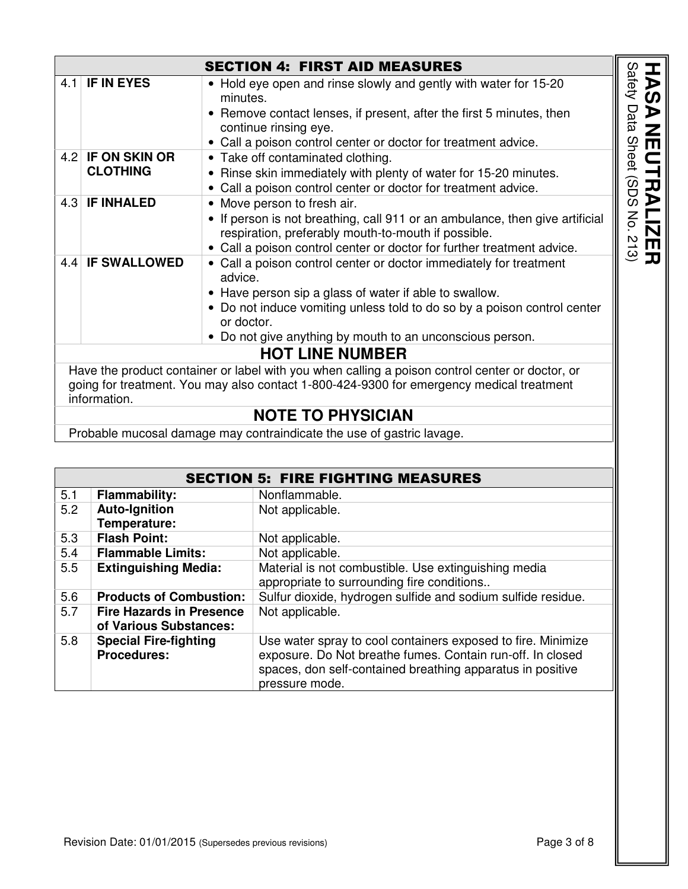## SECTION 4: FIRST AID MEASURES

| | | |
|---|---|---|
| 4.1 | **IF IN EYES** | • Hold eye open and rinse slowly and gently with water for 15-20 minutes.<br>• Remove contact lenses, if present, after the first 5 minutes, then continue rinsing eye.<br>• Call a poison control center or doctor for treatment advice. |
| 4.2 | **IF ON SKIN OR CLOTHING** | • Take off contaminated clothing.<br>• Rinse skin immediately with plenty of water for 15-20 minutes.<br>• Call a poison control center or doctor for treatment advice. |
| 4.3 | **IF INHALED** | • Move person to fresh air.<br>• If person is not breathing, call 911 or an ambulance, then give artificial respiration, preferably mouth-to-mouth if possible.<br>• Call a poison control center or doctor for further treatment advice. |
| 4.4 | **IF SWALLOWED** | • Call a poison control center or doctor immediately for treatment advice.<br>• Have person sip a glass of water if able to swallow.<br>• Do not induce vomiting unless told to do so by a poison control center or doctor.<br>• Do not give anything by mouth to an unconscious person. |

### HOT LINE NUMBER

Have the product container or label with you when calling a poison control center or doctor, or going for treatment. You may also contact 1-800-424-9300 for emergency medical treatment information.

### NOTE TO PHYSICIAN

Probable mucosal damage may contraindicate the use of gastric lavage.

## SECTION 5: FIRE FIGHTING MEASURES

| | | |
|---|---|---|
| 5.1 | **Flammability:** | Nonflammable. |
| 5.2 | **Auto-Ignition Temperature:** | Not applicable. |
| 5.3 | **Flash Point:** | Not applicable. |
| 5.4 | **Flammable Limits:** | Not applicable. |
| 5.5 | **Extinguishing Media:** | Material is not combustible. Use extinguishing media appropriate to surrounding fire conditions.. |
| 5.6 | **Products of Combustion:** | Sulfur dioxide, hydrogen sulfide and sodium sulfide residue. |
| 5.7 | **Fire Hazards in Presence of Various Substances:** | Not applicable. |
| 5.8 | **Special Fire-fighting Procedures:** | Use water spray to cool containers exposed to fire. Minimize exposure. Do Not breathe fumes. Contain run-off. In closed spaces, don self-contained breathing apparatus in positive pressure mode. |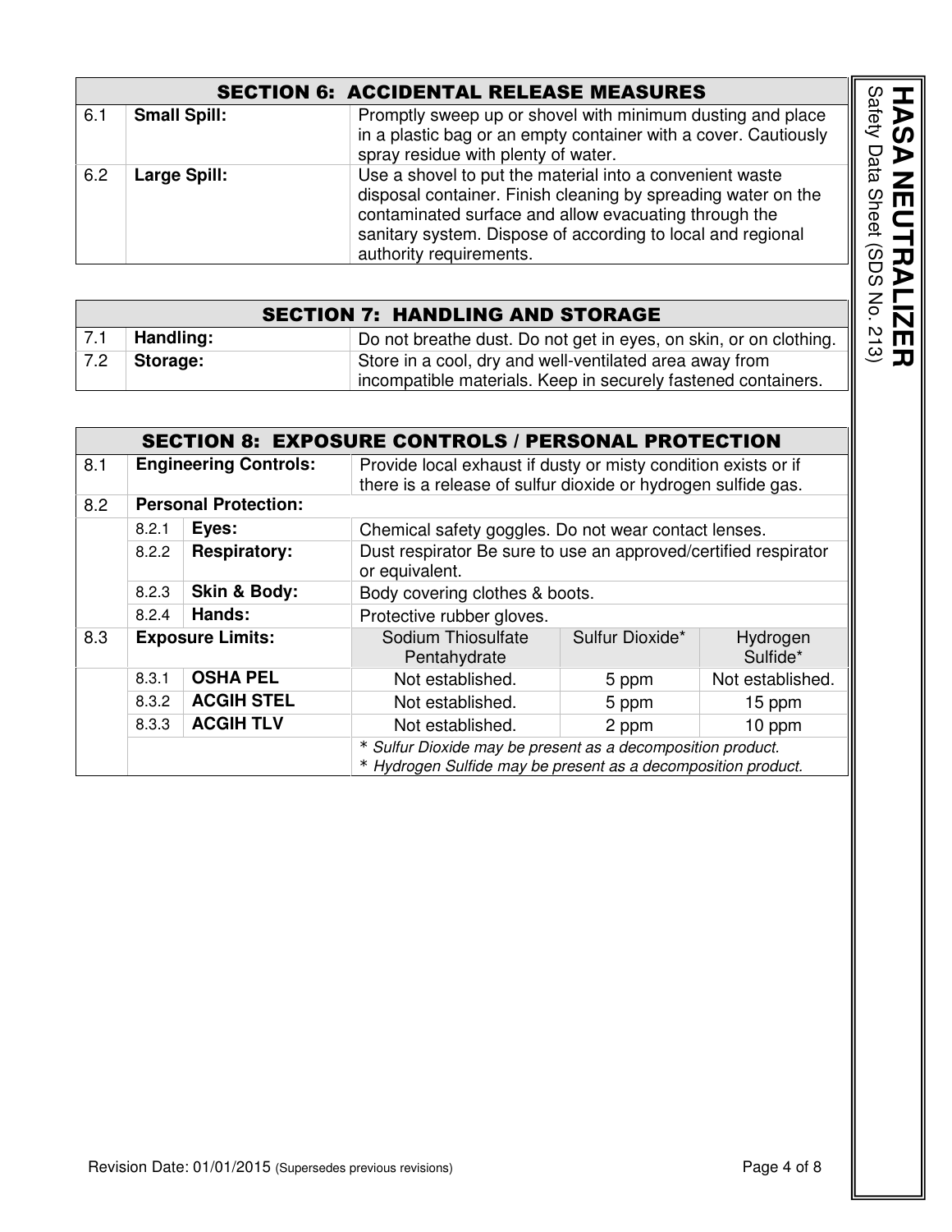## SECTION 6: ACCIDENTAL RELEASE MEASURES

| | | |
|---|---|---|
| 6.1 | **Small Spill:** | Promptly sweep up or shovel with minimum dusting and place in a plastic bag or an empty container with a cover. Cautiously spray residue with plenty of water. |
| 6.2 | **Large Spill:** | Use a shovel to put the material into a convenient waste disposal container. Finish cleaning by spreading water on the contaminated surface and allow evacuating through the sanitary system. Dispose of according to local and regional authority requirements. |

## SECTION 7: HANDLING AND STORAGE

| | | |
|---|---|---|
| 7.1 | **Handling:** | Do not breathe dust. Do not get in eyes, on skin, or on clothing. |
| 7.2 | **Storage:** | Store in a cool, dry and well-ventilated area away from incompatible materials. Keep in securely fastened containers. |

## SECTION 8: EXPOSURE CONTROLS / PERSONAL PROTECTION

| | | | | | |
|---|---|---|---|---|---|
| 8.1 | **Engineering Controls:** | | Provide local exhaust if dusty or misty condition exists or if there is a release of sulfur dioxide or hydrogen sulfide gas. | | |
| 8.2 | **Personal Protection:** | | | | |
| | 8.2.1 | **Eyes:** | Chemical safety goggles. Do not wear contact lenses. | | |
| | 8.2.2 | **Respiratory:** | Dust respirator Be sure to use an approved/certified respirator or equivalent. | | |
| | 8.2.3 | **Skin & Body:** | Body covering clothes & boots. | | |
| | 8.2.4 | **Hands:** | Protective rubber gloves. | | |
| 8.3 | **Exposure Limits:** | | Sodium Thiosulfate Pentahydrate | Sulfur Dioxide* | Hydrogen Sulfide* |
| | 8.3.1 | **OSHA PEL** | Not established. | 5 ppm | Not established. |
| | 8.3.2 | **ACGIH STEL** | Not established. | 5 ppm | 15 ppm |
| | 8.3.3 | **ACGIH TLV** | Not established. | 2 ppm | 10 ppm |
| | | | *\* Sulfur Dioxide may be present as a decomposition product.* *\* Hydrogen Sulfide may be present as a decomposition product.* | | |

Revision Date: 01/01/2015 (Supersedes previous revisions)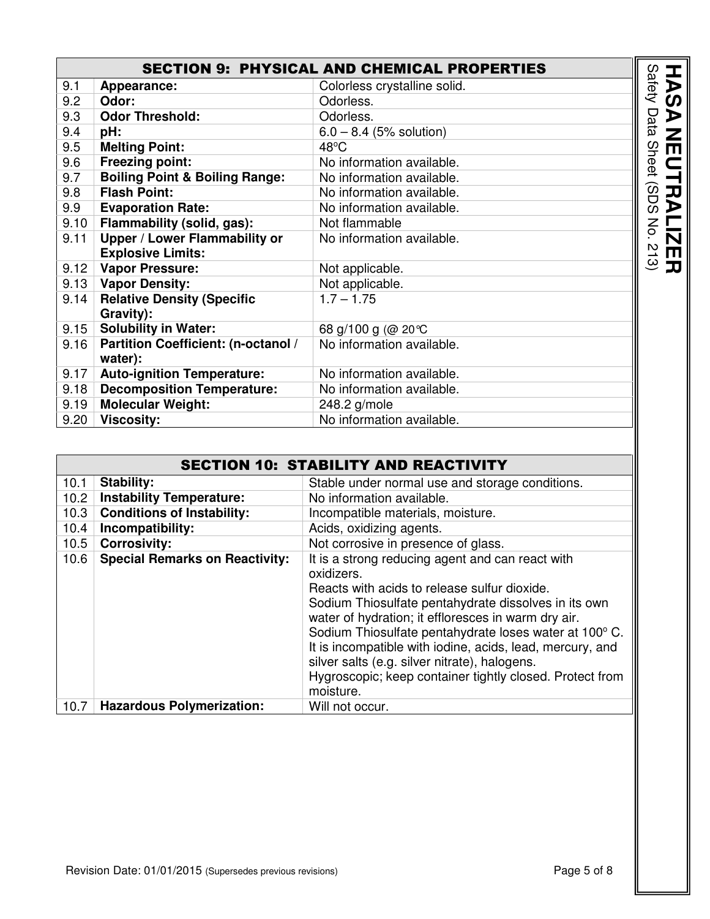## SECTION 9: PHYSICAL AND CHEMICAL PROPERTIES

| | | |
|---|---|---|
| 9.1 | **Appearance:** | Colorless crystalline solid. |
| 9.2 | **Odor:** | Odorless. |
| 9.3 | **Odor Threshold:** | Odorless. |
| 9.4 | **pH:** | 6.0 – 8.4 (5% solution) |
| 9.5 | **Melting Point:** | 48°C |
| 9.6 | **Freezing point:** | No information available. |
| 9.7 | **Boiling Point & Boiling Range:** | No information available. |
| 9.8 | **Flash Point:** | No information available. |
| 9.9 | **Evaporation Rate:** | No information available. |
| 9.10 | **Flammability (solid, gas):** | Not flammable |
| 9.11 | **Upper / Lower Flammability or Explosive Limits:** | No information available. |
| 9.12 | **Vapor Pressure:** | Not applicable. |
| 9.13 | **Vapor Density:** | Not applicable. |
| 9.14 | **Relative Density (Specific Gravity):** | 1.7 – 1.75 |
| 9.15 | **Solubility in Water:** | 68 g/100 g (@ 20°C |
| 9.16 | **Partition Coefficient: (n-octanol / water):** | No information available. |
| 9.17 | **Auto-ignition Temperature:** | No information available. |
| 9.18 | **Decomposition Temperature:** | No information available. |
| 9.19 | **Molecular Weight:** | 248.2 g/mole |
| 9.20 | **Viscosity:** | No information available. |

## SECTION 10: STABILITY AND REACTIVITY

| | | |
|---|---|---|
| 10.1 | **Stability:** | Stable under normal use and storage conditions. |
| 10.2 | **Instability Temperature:** | No information available. |
| 10.3 | **Conditions of Instability:** | Incompatible materials, moisture. |
| 10.4 | **Incompatibility:** | Acids, oxidizing agents. |
| 10.5 | **Corrosivity:** | Not corrosive in presence of glass. |
| 10.6 | **Special Remarks on Reactivity:** | It is a strong reducing agent and can react with oxidizers.<br>Reacts with acids to release sulfur dioxide.<br>Sodium Thiosulfate pentahydrate dissolves in its own water of hydration; it effloresces in warm dry air.<br>Sodium Thiosulfate pentahydrate loses water at 100° C.<br>It is incompatible with iodine, acids, lead, mercury, and silver salts (e.g. silver nitrate), halogens.<br>Hygroscopic; keep container tightly closed. Protect from moisture. |
| 10.7 | **Hazardous Polymerization:** | Will not occur. |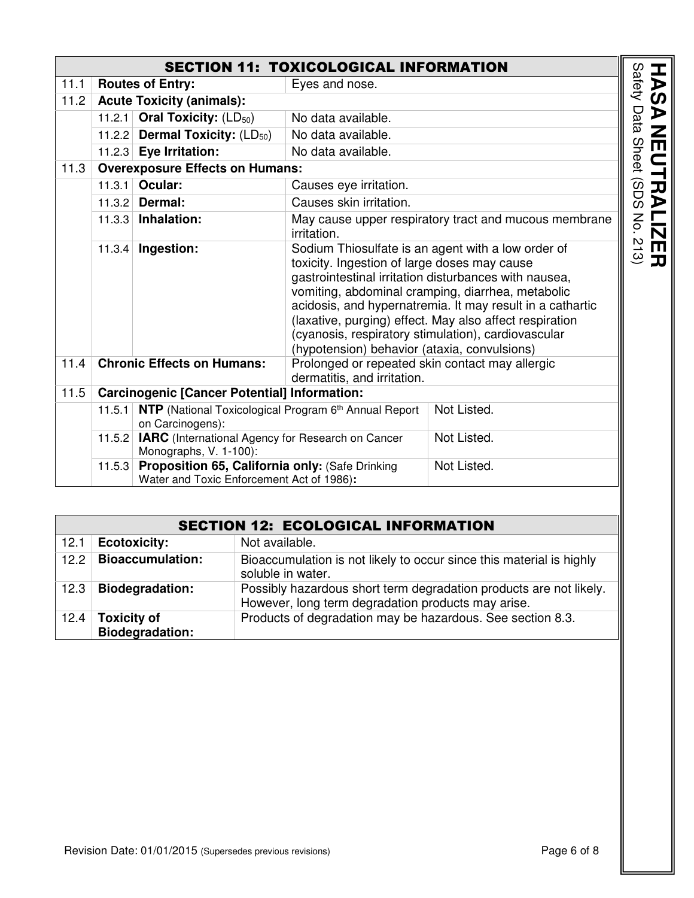## SECTION 11: TOXICOLOGICAL INFORMATION

| | | | |
|---|---|---|---|
| 11.1 | **Routes of Entry:** | | Eyes and nose. |
| 11.2 | **Acute Toxicity (animals):** | | |
| | 11.2.1 | **Oral Toxicity:** ($LD_{50}$) | No data available. |
| | 11.2.2 | **Dermal Toxicity:** ($LD_{50}$) | No data available. |
| | 11.2.3 | **Eye Irritation:** | No data available. |
| 11.3 | **Overexposure Effects on Humans:** | | |
| | 11.3.1 | **Ocular:** | Causes eye irritation. |
| | 11.3.2 | **Dermal:** | Causes skin irritation. |
| | 11.3.3 | **Inhalation:** | May cause upper respiratory tract and mucous membrane irritation. |
| | 11.3.4 | **Ingestion:** | Sodium Thiosulfate is an agent with a low order of toxicity. Ingestion of large doses may cause gastrointestinal irritation disturbances with nausea, vomiting, abdominal cramping, diarrhea, metabolic acidosis, and hypernatremia. It may result in a cathartic (laxative, purging) effect. May also affect respiration (cyanosis, respiratory stimulation), cardiovascular (hypotension) behavior (ataxia, convulsions) |
| 11.4 | **Chronic Effects on Humans:** | | Prolonged or repeated skin contact may allergic dermatitis, and irritation. |
| 11.5 | **Carcinogenic [Cancer Potential] Information:** | | |
| | 11.5.1 | **NTP** (National Toxicological Program 6th Annual Report on Carcinogens): | Not Listed. |
| | 11.5.2 | **IARC** (International Agency for Research on Cancer Monographs, V. 1-100): | Not Listed. |
| | 11.5.3 | **Proposition 65, California only:** (Safe Drinking Water and Toxic Enforcement Act of 1986)**:** | Not Listed. |

## SECTION 12: ECOLOGICAL INFORMATION

| | | |
|---|---|---|
| 12.1 | **Ecotoxicity:** | Not available. |
| 12.2 | **Bioaccumulation:** | Bioaccumulation is not likely to occur since this material is highly soluble in water. |
| 12.3 | **Biodegradation:** | Possibly hazardous short term degradation products are not likely. However, long term degradation products may arise. |
| 12.4 | **Toxicity of Biodegradation:** | Products of degradation may be hazardous. See section 8.3. |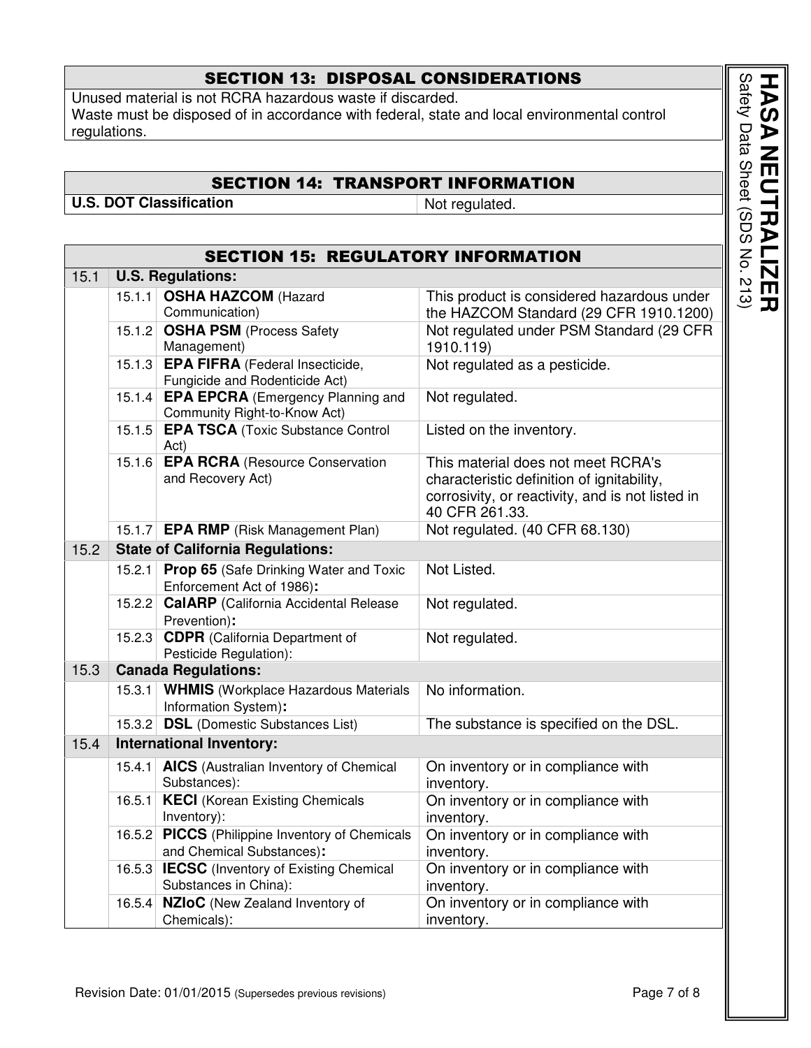## SECTION 13: DISPOSAL CONSIDERATIONS

Unused material is not RCRA hazardous waste if discarded.
Waste must be disposed of in accordance with federal, state and local environmental control regulations.

## SECTION 14: TRANSPORT INFORMATION

| **U.S. DOT Classification** | Not regulated. |
|---|---|

## SECTION 15: REGULATORY INFORMATION

| | | | |
|---|---|---|---|
| 15.1 | **U.S. Regulations:** | | |
| | 15.1.1 | **OSHA HAZCOM** (Hazard Communication) | This product is considered hazardous under the HAZCOM Standard (29 CFR 1910.1200) |
| | 15.1.2 | **OSHA PSM** (Process Safety Management) | Not regulated under PSM Standard (29 CFR 1910.119) |
| | 15.1.3 | **EPA FIFRA** (Federal Insecticide, Fungicide and Rodenticide Act) | Not regulated as a pesticide. |
| | 15.1.4 | **EPA EPCRA** (Emergency Planning and Community Right-to-Know Act) | Not regulated. |
| | 15.1.5 | **EPA TSCA** (Toxic Substance Control Act) | Listed on the inventory. |
| | 15.1.6 | **EPA RCRA** (Resource Conservation and Recovery Act) | This material does not meet RCRA's characteristic definition of ignitability, corrosivity, or reactivity, and is not listed in 40 CFR 261.33. |
| | 15.1.7 | **EPA RMP** (Risk Management Plan) | Not regulated. (40 CFR 68.130) |
| 15.2 | **State of California Regulations:** | | |
| | 15.2.1 | **Prop 65** (Safe Drinking Water and Toxic Enforcement Act of 1986)**:** | Not Listed. |
| | 15.2.2 | **CalARP** (California Accidental Release Prevention)**:** | Not regulated. |
| | 15.2.3 | **CDPR** (California Department of Pesticide Regulation): | Not regulated. |
| 15.3 | **Canada Regulations:** | | |
| | 15.3.1 | **WHMIS** (Workplace Hazardous Materials Information System)**:** | No information. |
| | 15.3.2 | **DSL** (Domestic Substances List) | The substance is specified on the DSL. |
| 15.4 | **International Inventory:** | | |
| | 15.4.1 | **AICS** (Australian Inventory of Chemical Substances): | On inventory or in compliance with inventory. |
| | 16.5.1 | **KECI** (Korean Existing Chemicals Inventory): | On inventory or in compliance with inventory. |
| | 16.5.2 | **PICCS** (Philippine Inventory of Chemicals and Chemical Substances)**:** | On inventory or in compliance with inventory. |
| | 16.5.3 | **IECSC** (Inventory of Existing Chemical Substances in China): | On inventory or in compliance with inventory. |
| | 16.5.4 | **NZIoC** (New Zealand Inventory of Chemicals): | On inventory or in compliance with inventory. |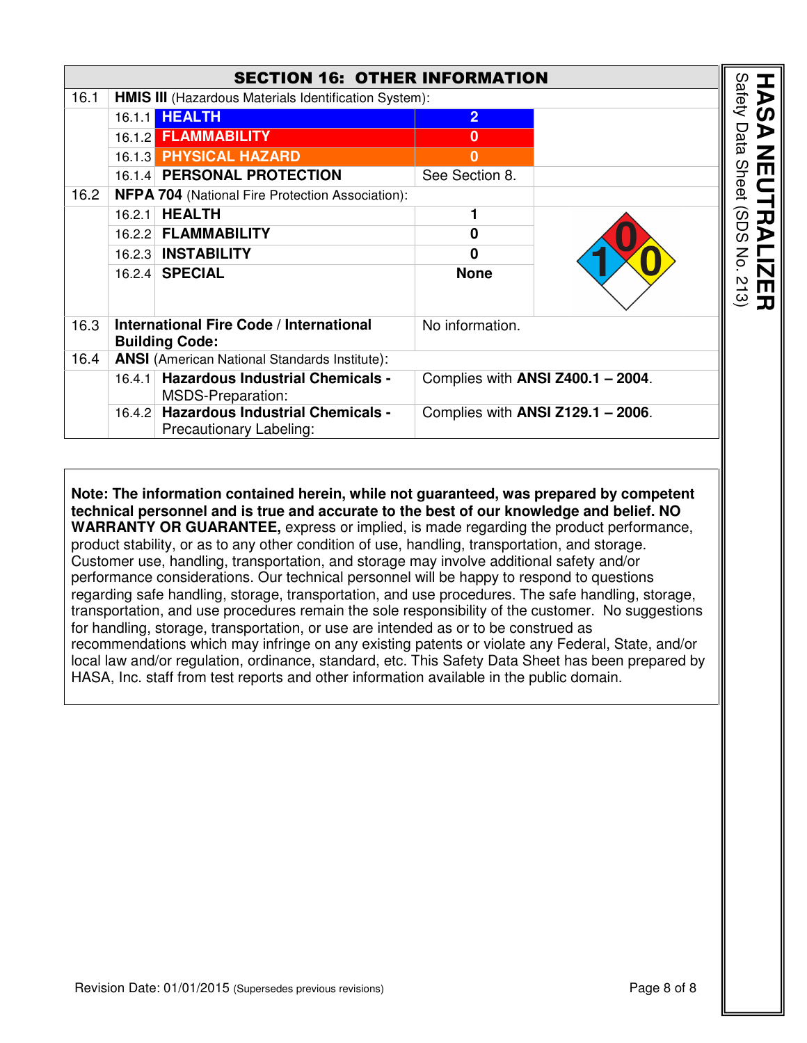## SECTION 16: OTHER INFORMATION

| | | | |
|---|---|---|---|
| 16.1 | **HMIS III** (Hazardous Materials Identification System): | | |
| | 16.1.1 **HEALTH** | 2 | |
| | 16.1.2 **FLAMMABILITY** | 0 | |
| | 16.1.3 **PHYSICAL HAZARD** | 0 | |
| | 16.1.4 **PERSONAL PROTECTION** | See Section 8. | |
| 16.2 | **NFPA 704** (National Fire Protection Association): | | |
| | 16.2.1 **HEALTH** | 1 | |
| | 16.2.2 **FLAMMABILITY** | 0 | |
| | 16.2.3 **INSTABILITY** | 0 | |
| | 16.2.4 **SPECIAL** | None | |
| 16.3 | **International Fire Code / International Building Code:** | No information. | |
| 16.4 | **ANSI** (American National Standards Institute): | | |
| | 16.4.1 **Hazardous Industrial Chemicals -** MSDS-Preparation: | Complies with **ANSI Z400.1 – 2004**. | |
| | 16.4.2 **Hazardous Industrial Chemicals -** Precautionary Labeling: | Complies with **ANSI Z129.1 – 2006**. | |

**Note: The information contained herein, while not guaranteed, was prepared by competent technical personnel and is true and accurate to the best of our knowledge and belief. NO WARRANTY OR GUARANTEE,** express or implied, is made regarding the product performance, product stability, or as to any other condition of use, handling, transportation, and storage. Customer use, handling, transportation, and storage may involve additional safety and/or performance considerations. Our technical personnel will be happy to respond to questions regarding safe handling, storage, transportation, and use procedures. The safe handling, storage, transportation, and use procedures remain the sole responsibility of the customer. No suggestions for handling, storage, transportation, or use are intended as or to be construed as recommendations which may infringe on any existing patents or violate any Federal, State, and/or local law and/or regulation, ordinance, standard, etc. This Safety Data Sheet has been prepared by HASA, Inc. staff from test reports and other information available in the public domain.

Revision Date: 01/01/2015 (Supersedes previous revisions)